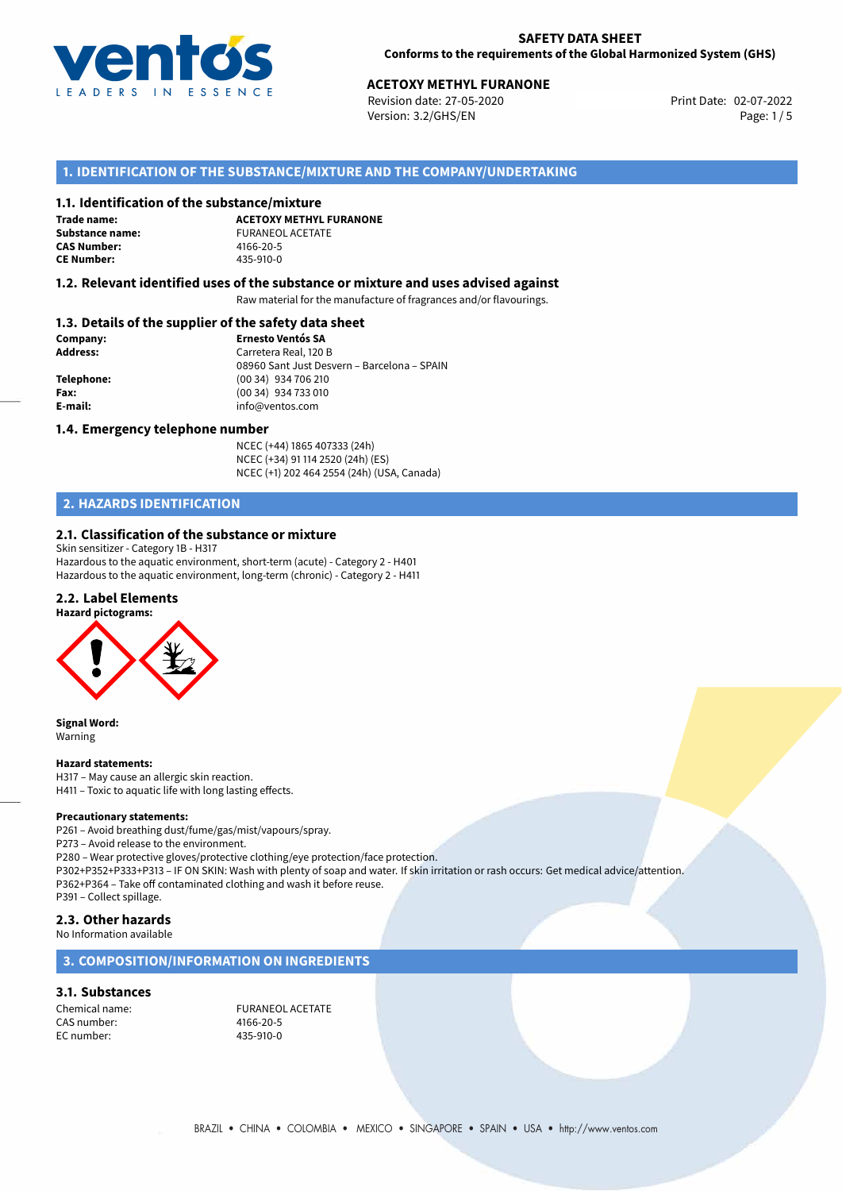**SAFETY DATA SHEET**
**Conforms to the requirements of the Global Harmonized System (GHS)**

**ACETOXY METHYL FURANONE**
Revision date: 27-05-2020
Version: 3.2/GHS/EN
Print Date: 02-07-2022

## 1. IDENTIFICATION OF THE SUBSTANCE/MIXTURE AND THE COMPANY/UNDERTAKING

### 1.1. Identification of the substance/mixture

**Trade name:** **ACETOXY METHYL FURANONE**
**Substance name:** FURANEOL ACETATE
**CAS Number:** 4166-20-5
**CE Number:** 435-910-0

### 1.2. Relevant identified uses of the substance or mixture and uses advised against

Raw material for the manufacture of fragrances and/or flavourings.

### 1.3. Details of the supplier of the safety data sheet

**Company:** **Ernesto Ventós SA**
**Address:** Carretera Real, 120 B
08960 Sant Just Desvern – Barcelona – SPAIN
**Telephone:** (00 34) 934 706 210
**Fax:** (00 34) 934 733 010
**E-mail:** info@ventos.com

### 1.4. Emergency telephone number

NCEC (+44) 1865 407333 (24h)
NCEC (+34) 91 114 2520 (24h) (ES)
NCEC (+1) 202 464 2554 (24h) (USA, Canada)

## 2. HAZARDS IDENTIFICATION

### 2.1. Classification of the substance or mixture

Skin sensitizer - Category 1B - H317
Hazardous to the aquatic environment, short-term (acute) - Category 2 - H401
Hazardous to the aquatic environment, long-term (chronic) - Category 2 - H411

### 2.2. Label Elements

**Hazard pictograms:**

**Signal Word:**
Warning

**Hazard statements:**
H317 – May cause an allergic skin reaction.
H411 – Toxic to aquatic life with long lasting effects.

**Precautionary statements:**
P261 – Avoid breathing dust/fume/gas/mist/vapours/spray.
P273 – Avoid release to the environment.
P280 – Wear protective gloves/protective clothing/eye protection/face protection.
P302+P352+P333+P313 – IF ON SKIN: Wash with plenty of soap and water. If skin irritation or rash occurs: Get medical advice/attention.
P362+P364 – Take off contaminated clothing and wash it before reuse.
P391 – Collect spillage.

### 2.3. Other hazards

No Information available

## 3. COMPOSITION/INFORMATION ON INGREDIENTS

### 3.1. Substances

Chemical name: FURANEOL ACETATE
CAS number: 4166-20-5
EC number: 435-910-0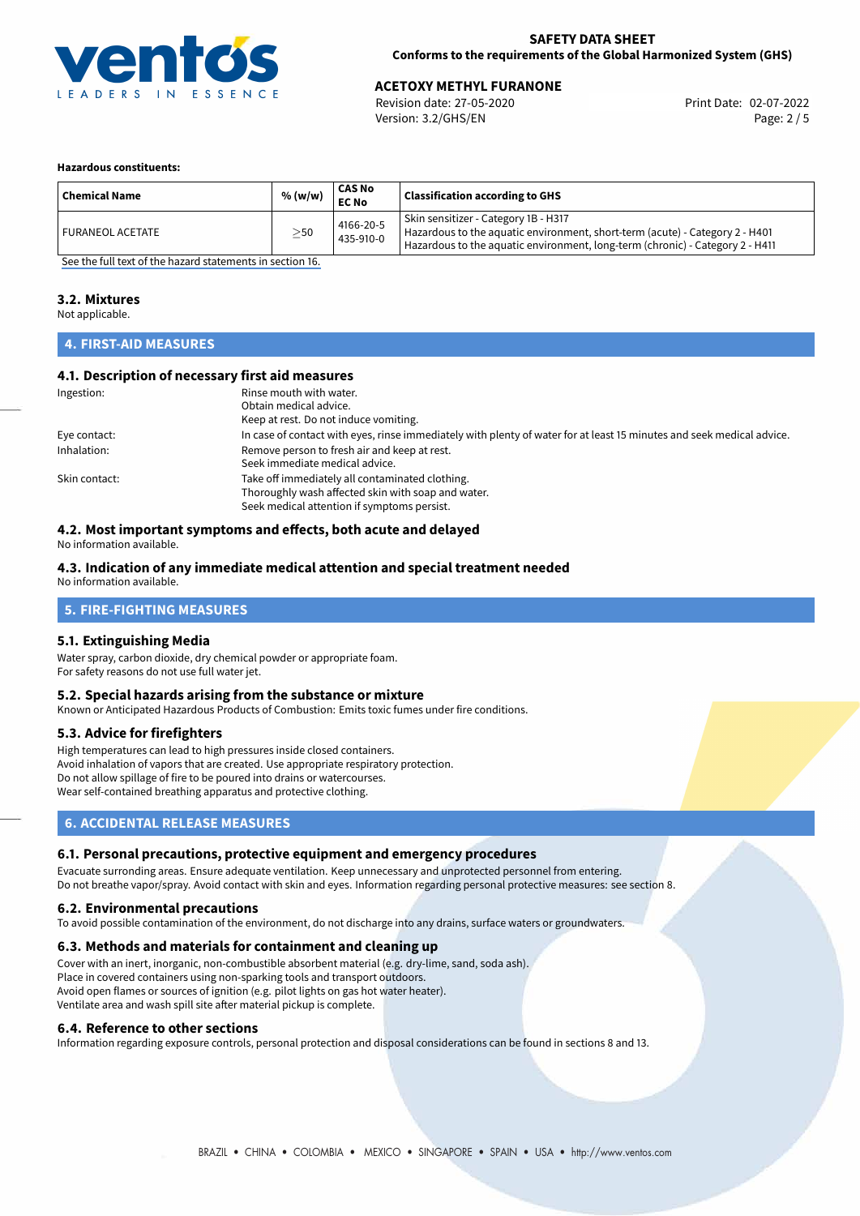**Hazardous constituents:**

| Chemical Name | % (w/w) | CAS No<br>EC No | Classification according to GHS |
| --- | --- | --- | --- |
| FURANEOL ACETATE | ≥50 | 4166-20-5<br>435-910-0 | Skin sensitizer - Category 1B - H317<br>Hazardous to the aquatic environment, short-term (acute) - Category 2 - H401<br>Hazardous to the aquatic environment, long-term (chronic) - Category 2 - H411 |

See the full text of the hazard statements in section 16.

### 3.2. Mixtures

Not applicable.

## 4. FIRST-AID MEASURES

### 4.1. Description of necessary first aid measures

Ingestion:
Rinse mouth with water.
Obtain medical advice.
Keep at rest. Do not induce vomiting.

Eye contact:
In case of contact with eyes, rinse immediately with plenty of water for at least 15 minutes and seek medical advice.

Inhalation:
Remove person to fresh air and keep at rest.
Seek immediate medical advice.

Skin contact:
Take off immediately all contaminated clothing.
Thoroughly wash affected skin with soap and water.
Seek medical attention if symptoms persist.

### 4.2. Most important symptoms and effects, both acute and delayed

No information available.

### 4.3. Indication of any immediate medical attention and special treatment needed

No information available.

## 5. FIRE-FIGHTING MEASURES

### 5.1. Extinguishing Media

Water spray, carbon dioxide, dry chemical powder or appropriate foam.
For safety reasons do not use full water jet.

### 5.2. Special hazards arising from the substance or mixture

Known or Anticipated Hazardous Products of Combustion: Emits toxic fumes under fire conditions.

### 5.3. Advice for firefighters

High temperatures can lead to high pressures inside closed containers.
Avoid inhalation of vapors that are created. Use appropriate respiratory protection.
Do not allow spillage of fire to be poured into drains or watercourses.
Wear self-contained breathing apparatus and protective clothing.

## 6. ACCIDENTAL RELEASE MEASURES

### 6.1. Personal precautions, protective equipment and emergency procedures

Evacuate surrounding areas. Ensure adequate ventilation. Keep unnecessary and unprotected personnel from entering.
Do not breathe vapor/spray. Avoid contact with skin and eyes. Information regarding personal protective measures: see section 8.

### 6.2. Environmental precautions

To avoid possible contamination of the environment, do not discharge into any drains, surface waters or groundwaters.

### 6.3. Methods and materials for containment and cleaning up

Cover with an inert, inorganic, non-combustible absorbent material (e.g. dry-lime, sand, soda ash).
Place in covered containers using non-sparking tools and transport outdoors.
Avoid open flames or sources of ignition (e.g. pilot lights on gas hot water heater).
Ventilate area and wash spill site after material pickup is complete.

### 6.4. Reference to other sections

Information regarding exposure controls, personal protection and disposal considerations can be found in sections 8 and 13.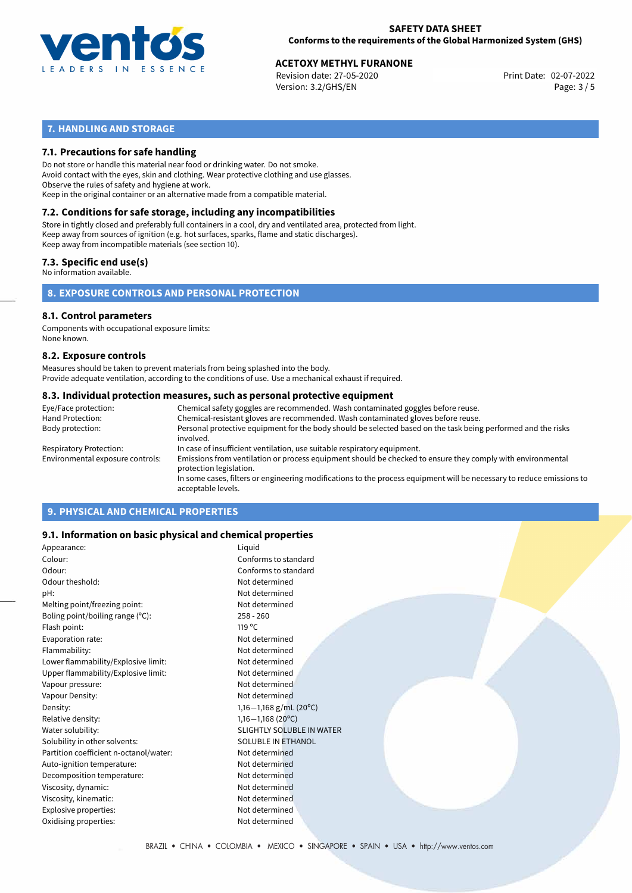## 7. HANDLING AND STORAGE

### 7.1. Precautions for safe handling

Do not store or handle this material near food or drinking water. Do not smoke.
Avoid contact with the eyes, skin and clothing. Wear protective clothing and use glasses.
Observe the rules of safety and hygiene at work.
Keep in the original container or an alternative made from a compatible material.

### 7.2. Conditions for safe storage, including any incompatibilities

Store in tightly closed and preferably full containers in a cool, dry and ventilated area, protected from light.
Keep away from sources of ignition (e.g. hot surfaces, sparks, flame and static discharges).
Keep away from incompatible materials (see section 10).

### 7.3. Specific end use(s)

No information available.

## 8. EXPOSURE CONTROLS AND PERSONAL PROTECTION

### 8.1. Control parameters

Components with occupational exposure limits:
None known.

### 8.2. Exposure controls

Measures should be taken to prevent materials from being splashed into the body.
Provide adequate ventilation, according to the conditions of use. Use a mechanical exhaust if required.

### 8.3. Individual protection measures, such as personal protective equipment

| | |
|---|---|
| Eye/Face protection: | Chemical safety goggles are recommended. Wash contaminated goggles before reuse. |
| Hand Protection: | Chemical-resistant gloves are recommended. Wash contaminated gloves before reuse. |
| Body protection: | Personal protective equipment for the body should be selected based on the task being performed and the risks involved. |
| Respiratory Protection: | In case of insufficient ventilation, use suitable respiratory equipment. |
| Environmental exposure controls: | Emissions from ventilation or process equipment should be checked to ensure they comply with environmental protection legislation. In some cases, filters or engineering modifications to the process equipment will be necessary to reduce emissions to acceptable levels. |

## 9. PHYSICAL AND CHEMICAL PROPERTIES

### 9.1. Information on basic physical and chemical properties

| | |
|---|---|
| Appearance: | Liquid |
| Colour: | Conforms to standard |
| Odour: | Conforms to standard |
| Odour theshold: | Not determined |
| pH: | Not determined |
| Melting point/freezing point: | Not determined |
| Boling point/boiling range (°C): | 258 - 260 |
| Flash point: | 119 °C |
| Evaporation rate: | Not determined |
| Flammability: | Not determined |
| Lower flammability/Explosive limit: | Not determined |
| Upper flammability/Explosive limit: | Not determined |
| Vapour pressure: | Not determined |
| Vapour Density: | Not determined |
| Density: | 1,16−1,168 g/mL (20°C) |
| Relative density: | 1,16−1,168 (20°C) |
| Water solubility: | SLIGHTLY SOLUBLE IN WATER |
| Solubility in other solvents: | SOLUBLE IN ETHANOL |
| Partition coefficient n-octanol/water: | Not determined |
| Auto-ignition temperature: | Not determined |
| Decomposition temperature: | Not determined |
| Viscosity, dynamic: | Not determined |
| Viscosity, kinematic: | Not determined |
| Explosive properties: | Not determined |
| Oxidising properties: | Not determined |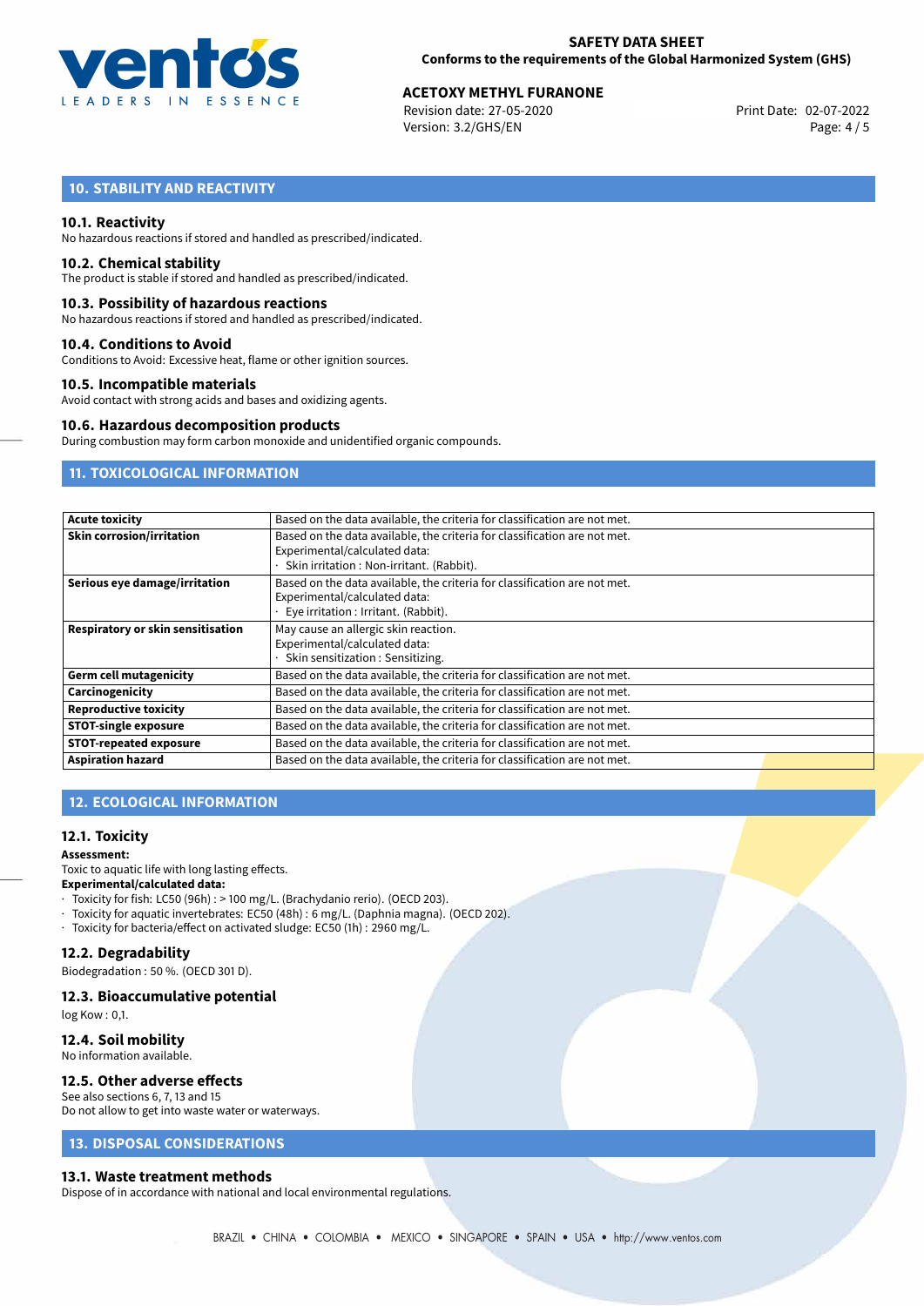## 10. STABILITY AND REACTIVITY

### 10.1. Reactivity

No hazardous reactions if stored and handled as prescribed/indicated.

### 10.2. Chemical stability

The product is stable if stored and handled as prescribed/indicated.

### 10.3. Possibility of hazardous reactions

No hazardous reactions if stored and handled as prescribed/indicated.

### 10.4. Conditions to Avoid

Conditions to Avoid: Excessive heat, flame or other ignition sources.

### 10.5. Incompatible materials

Avoid contact with strong acids and bases and oxidizing agents.

### 10.6. Hazardous decomposition products

During combustion may form carbon monoxide and unidentified organic compounds.

## 11. TOXICOLOGICAL INFORMATION

| | |
|---|---|
| **Acute toxicity** | Based on the data available, the criteria for classification are not met. |
| **Skin corrosion/irritation** | Based on the data available, the criteria for classification are not met.<br>Experimental/calculated data:<br>· Skin irritation : Non-irritant. (Rabbit). |
| **Serious eye damage/irritation** | Based on the data available, the criteria for classification are not met.<br>Experimental/calculated data:<br>· Eye irritation : Irritant. (Rabbit). |
| **Respiratory or skin sensitisation** | May cause an allergic skin reaction.<br>Experimental/calculated data:<br>· Skin sensitization : Sensitizing. |
| **Germ cell mutagenicity** | Based on the data available, the criteria for classification are not met. |
| **Carcinogenicity** | Based on the data available, the criteria for classification are not met. |
| **Reproductive toxicity** | Based on the data available, the criteria for classification are not met. |
| **STOT-single exposure** | Based on the data available, the criteria for classification are not met. |
| **STOT-repeated exposure** | Based on the data available, the criteria for classification are not met. |
| **Aspiration hazard** | Based on the data available, the criteria for classification are not met. |

## 12. ECOLOGICAL INFORMATION

### 12.1. Toxicity

**Assessment:**

Toxic to aquatic life with long lasting effects.

**Experimental/calculated data:**

- Toxicity for fish: LC50 (96h) : > 100 mg/L. (Brachydanio rerio). (OECD 203).
- Toxicity for aquatic invertebrates: EC50 (48h) : 6 mg/L. (Daphnia magna). (OECD 202).
- Toxicity for bacteria/effect on activated sludge: EC50 (1h) : 2960 mg/L.

### 12.2. Degradability

Biodegradation : 50 %. (OECD 301 D).

### 12.3. Bioaccumulative potential

log Kow : 0,1.

### 12.4. Soil mobility

No information available.

### 12.5. Other adverse effects

See also sections 6, 7, 13 and 15

Do not allow to get into waste water or waterways.

## 13. DISPOSAL CONSIDERATIONS

### 13.1. Waste treatment methods

Dispose of in accordance with national and local environmental regulations.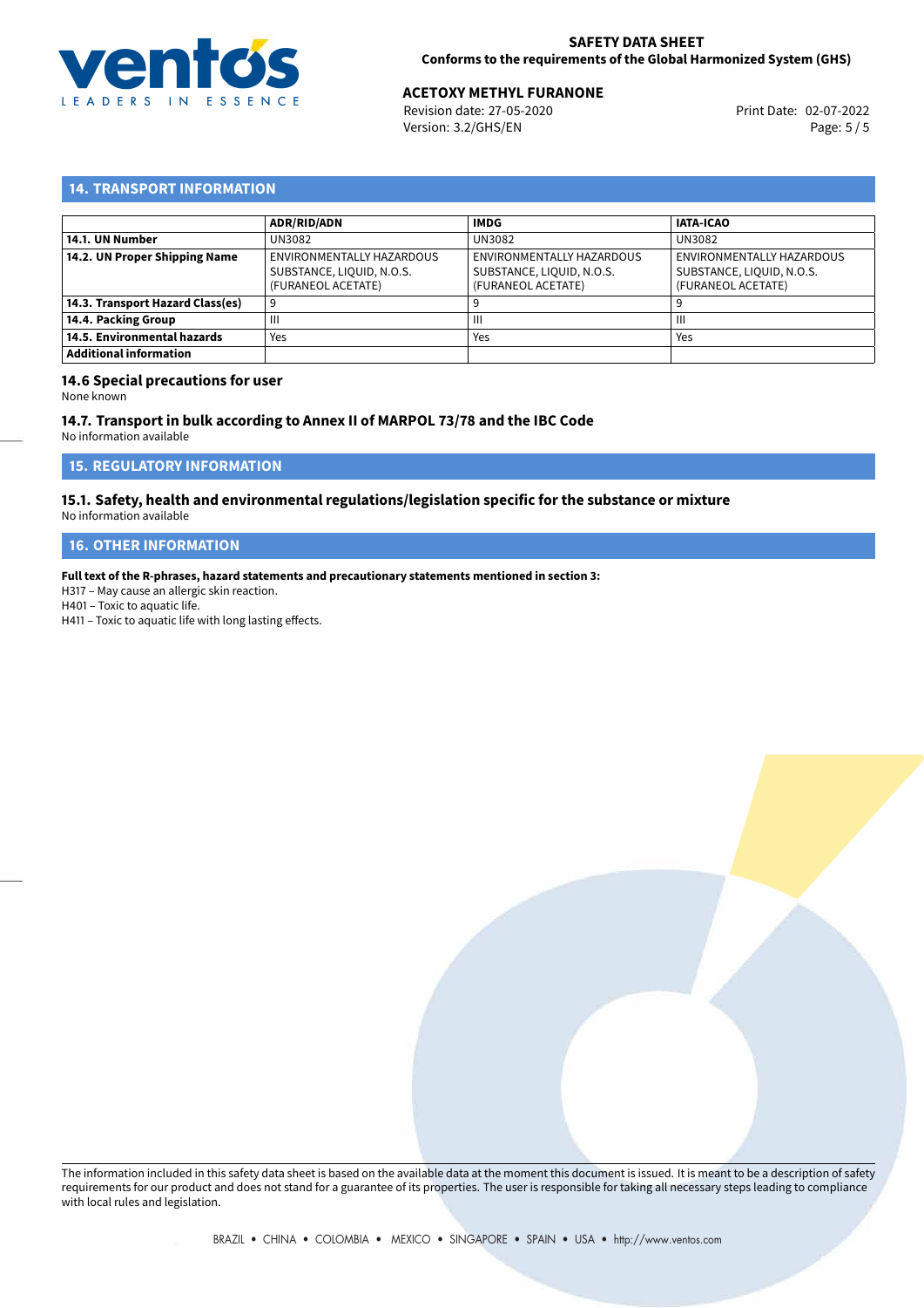## 14. TRANSPORT INFORMATION

| | ADR/RID/ADN | IMDG | IATA-ICAO |
|---|---|---|---|
| **14.1. UN Number** | UN3082 | UN3082 | UN3082 |
| **14.2. UN Proper Shipping Name** | ENVIRONMENTALLY HAZARDOUS SUBSTANCE, LIQUID, N.O.S. (FURANEOL ACETATE) | ENVIRONMENTALLY HAZARDOUS SUBSTANCE, LIQUID, N.O.S. (FURANEOL ACETATE) | ENVIRONMENTALLY HAZARDOUS SUBSTANCE, LIQUID, N.O.S. (FURANEOL ACETATE) |
| **14.3. Transport Hazard Class(es)** | 9 | 9 | 9 |
| **14.4. Packing Group** | III | III | III |
| **14.5. Environmental hazards** | Yes | Yes | Yes |
| **Additional information** | | | |

### 14.6 Special precautions for user

None known

### 14.7. Transport in bulk according to Annex II of MARPOL 73/78 and the IBC Code

No information available

## 15. REGULATORY INFORMATION

### 15.1. Safety, health and environmental regulations/legislation specific for the substance or mixture

No information available

## 16. OTHER INFORMATION

**Full text of the R-phrases, hazard statements and precautionary statements mentioned in section 3:**

H317 – May cause an allergic skin reaction.
H401 – Toxic to aquatic life.
H411 – Toxic to aquatic life with long lasting effects.

The information included in this safety data sheet is based on the available data at the moment this document is issued. It is meant to be a description of safety requirements for our product and does not stand for a guarantee of its properties. The user is responsible for taking all necessary steps leading to compliance with local rules and legislation.